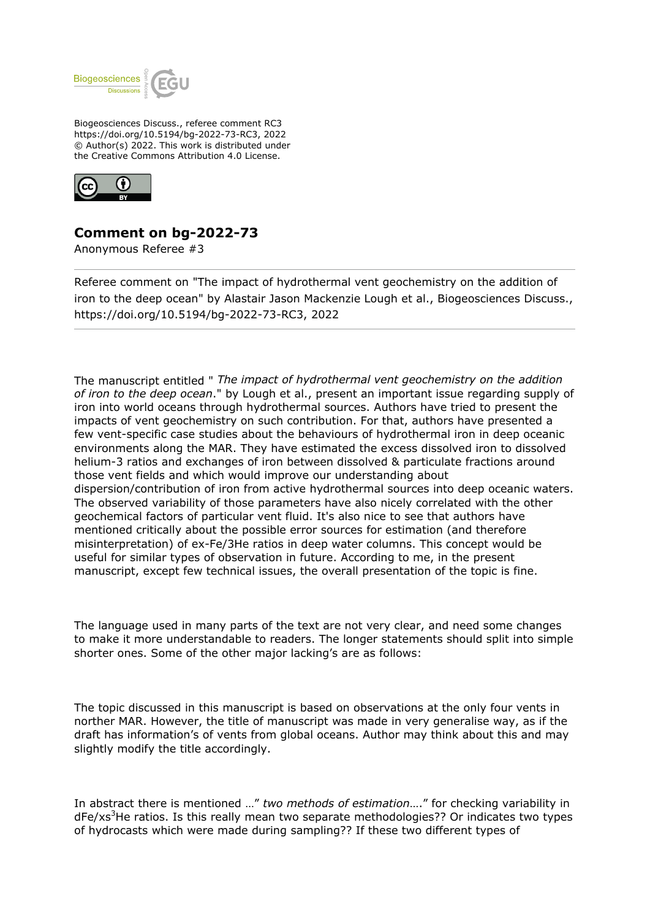Biogeosciences Discuss., referee comment RC3
https://doi.org/10.5194/bg-2022-73-RC3, 2022
© Author(s) 2022. This work is distributed under
the Creative Commons Attribution 4.0 License.

## Comment on bg-2022-73

Anonymous Referee #3

Referee comment on "The impact of hydrothermal vent geochemistry on the addition of iron to the deep ocean" by Alastair Jason Mackenzie Lough et al., Biogeosciences Discuss., https://doi.org/10.5194/bg-2022-73-RC3, 2022

---

The manuscript entitled " *The impact of hydrothermal vent geochemistry on the addition of iron to the deep ocean*." by Lough et al., present an important issue regarding supply of iron into world oceans through hydrothermal sources. Authors have tried to present the impacts of vent geochemistry on such contribution. For that, authors have presented a few vent-specific case studies about the behaviours of hydrothermal iron in deep oceanic environments along the MAR. They have estimated the excess dissolved iron to dissolved helium-3 ratios and exchanges of iron between dissolved & particulate fractions around those vent fields and which would improve our understanding about dispersion/contribution of iron from active hydrothermal sources into deep oceanic waters. The observed variability of those parameters have also nicely correlated with the other geochemical factors of particular vent fluid. It's also nice to see that authors have mentioned critically about the possible error sources for estimation (and therefore misinterpretation) of ex-Fe/3He ratios in deep water columns. This concept would be useful for similar types of observation in future. According to me, in the present manuscript, except few technical issues, the overall presentation of the topic is fine.

The language used in many parts of the text are not very clear, and need some changes to make it more understandable to readers. The longer statements should split into simple shorter ones. Some of the other major lacking's are as follows:

The topic discussed in this manuscript is based on observations at the only four vents in norther MAR. However, the title of manuscript was made in very generalise way, as if the draft has information's of vents from global oceans. Author may think about this and may slightly modify the title accordingly.

In abstract there is mentioned …" *two methods of estimation*…." for checking variability in dFe/xs$^3$He ratios. Is this really mean two separate methodologies?? Or indicates two types of hydrocasts which were made during sampling?? If these two different types of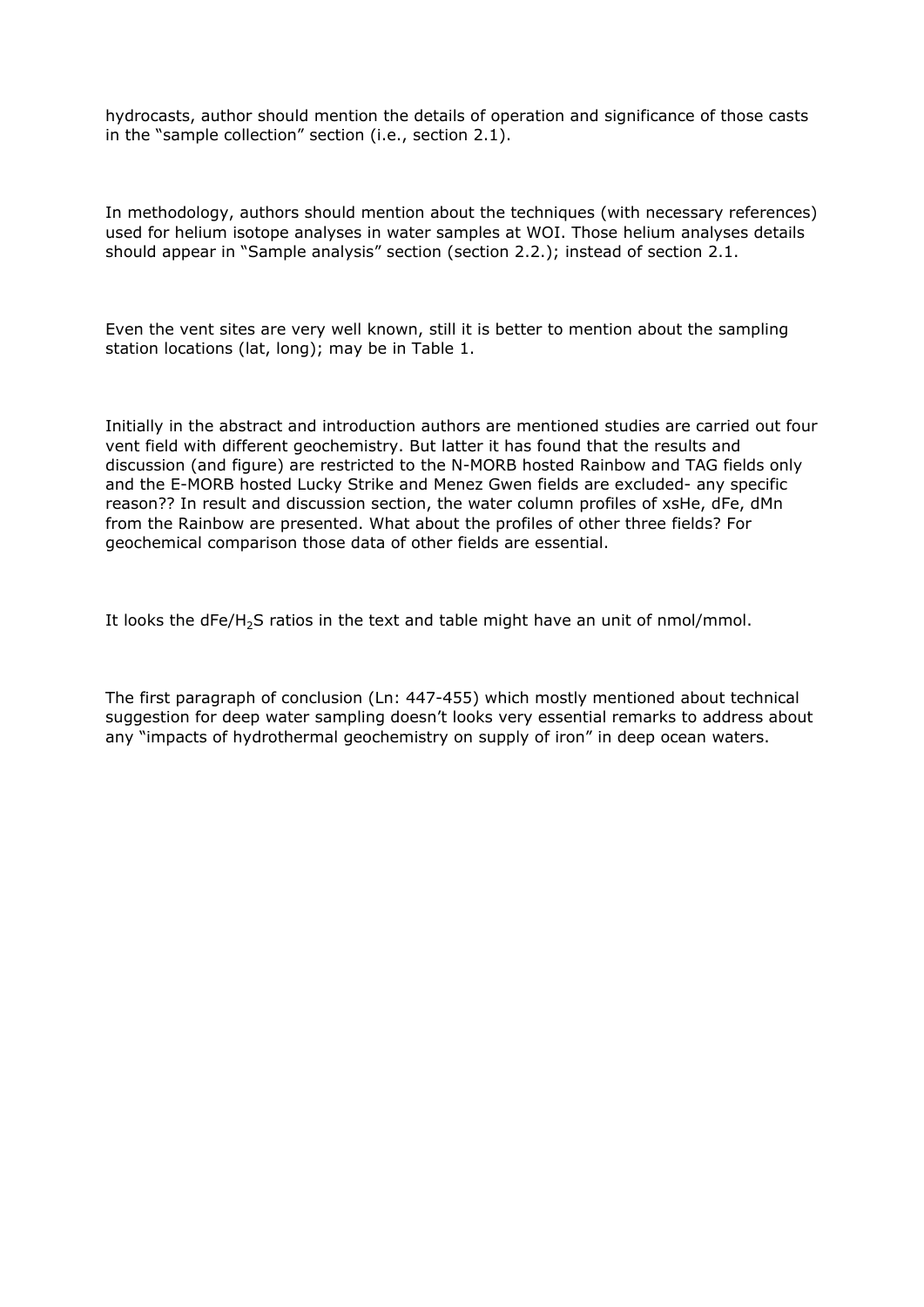hydrocasts, author should mention the details of operation and significance of those casts in the "sample collection" section (i.e., section 2.1).

In methodology, authors should mention about the techniques (with necessary references) used for helium isotope analyses in water samples at WOI. Those helium analyses details should appear in "Sample analysis" section (section 2.2.); instead of section 2.1.

Even the vent sites are very well known, still it is better to mention about the sampling station locations (lat, long); may be in Table 1.

Initially in the abstract and introduction authors are mentioned studies are carried out four vent field with different geochemistry. But latter it has found that the results and discussion (and figure) are restricted to the N-MORB hosted Rainbow and TAG fields only and the E-MORB hosted Lucky Strike and Menez Gwen fields are excluded- any specific reason?? In result and discussion section, the water column profiles of xsHe, dFe, dMn from the Rainbow are presented. What about the profiles of other three fields? For geochemical comparison those data of other fields are essential.

It looks the dFe/$H_2S$ ratios in the text and table might have an unit of nmol/mmol.

The first paragraph of conclusion (Ln: 447-455) which mostly mentioned about technical suggestion for deep water sampling doesn't looks very essential remarks to address about any "impacts of hydrothermal geochemistry on supply of iron" in deep ocean waters.